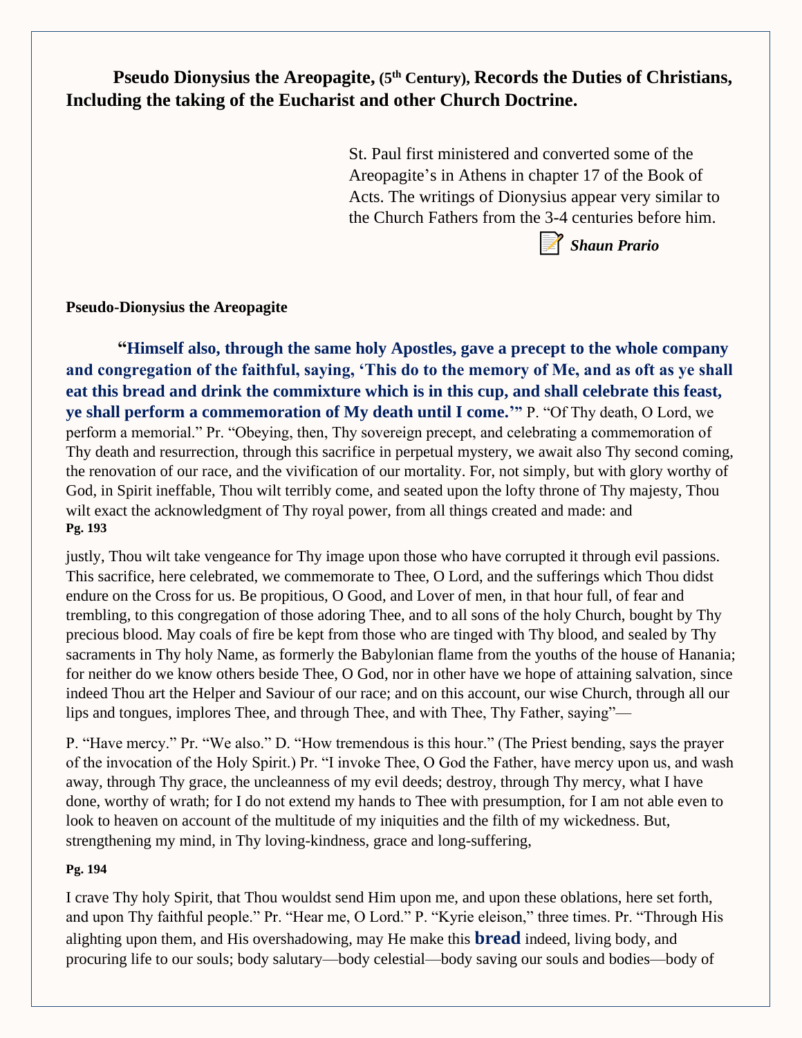# Pseudo Dionysius the Areopagite, (5th Century), Records the Duties of Christians, Including the taking of the Eucharist and other Church Doctrine.

St. Paul first ministered and converted some of the Areopagite's in Athens in chapter 17 of the Book of Acts. The writings of Dionysius appear very similar to the Church Fathers from the 3-4 centuries before him.

📝 ***Shaun Prario***

**Pseudo-Dionysius the Areopagite**

**"Himself also, through the same holy Apostles, gave a precept to the whole company and congregation of the faithful, saying, 'This do to the memory of Me, and as oft as ye shall eat this bread and drink the commixture which is in this cup, and shall celebrate this feast, ye shall perform a commemoration of My death until I come.'"** P. "Of Thy death, O Lord, we perform a memorial." Pr. "Obeying, then, Thy sovereign precept, and celebrating a commemoration of Thy death and resurrection, through this sacrifice in perpetual mystery, we await also Thy second coming, the renovation of our race, and the vivification of our mortality. For, not simply, but with glory worthy of God, in Spirit ineffable, Thou wilt terribly come, and seated upon the lofty throne of Thy majesty, Thou wilt exact the acknowledgment of Thy royal power, from all things created and made: and

**Pg. 193**

justly, Thou wilt take vengeance for Thy image upon those who have corrupted it through evil passions. This sacrifice, here celebrated, we commemorate to Thee, O Lord, and the sufferings which Thou didst endure on the Cross for us. Be propitious, O Good, and Lover of men, in that hour full, of fear and trembling, to this congregation of those adoring Thee, and to all sons of the holy Church, bought by Thy precious blood. May coals of fire be kept from those who are tinged with Thy blood, and sealed by Thy sacraments in Thy holy Name, as formerly the Babylonian flame from the youths of the house of Hanania; for neither do we know others beside Thee, O God, nor in other have we hope of attaining salvation, since indeed Thou art the Helper and Saviour of our race; and on this account, our wise Church, through all our lips and tongues, implores Thee, and through Thee, and with Thee, Thy Father, saying"—

P. "Have mercy." Pr. "We also." D. "How tremendous is this hour." (The Priest bending, says the prayer of the invocation of the Holy Spirit.) Pr. "I invoke Thee, O God the Father, have mercy upon us, and wash away, through Thy grace, the uncleanness of my evil deeds; destroy, through Thy mercy, what I have done, worthy of wrath; for I do not extend my hands to Thee with presumption, for I am not able even to look to heaven on account of the multitude of my iniquities and the filth of my wickedness. But, strengthening my mind, in Thy loving-kindness, grace and long-suffering,

**Pg. 194**

I crave Thy holy Spirit, that Thou wouldst send Him upon me, and upon these oblations, here set forth, and upon Thy faithful people." Pr. "Hear me, O Lord." P. "Kyrie eleison," three times. Pr. "Through His alighting upon them, and His overshadowing, may He make this **bread** indeed, living body, and procuring life to our souls; body salutary—body celestial—body saving our souls and bodies—body of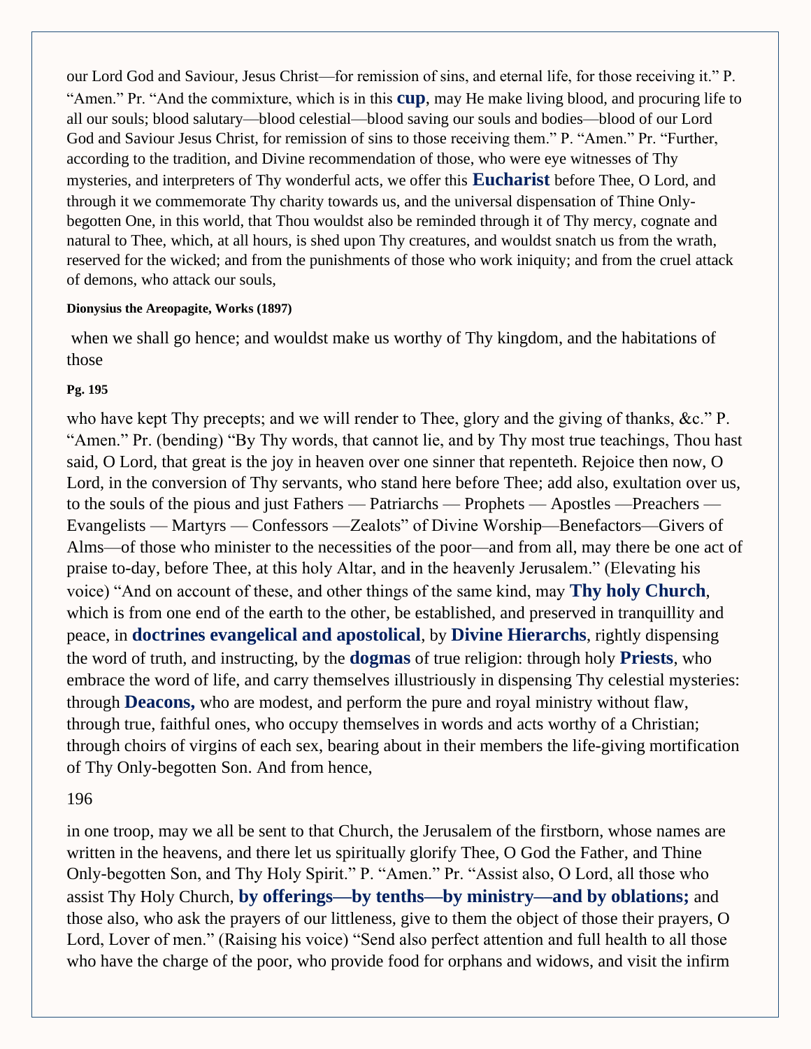our Lord God and Saviour, Jesus Christ—for remission of sins, and eternal life, for those receiving it." P. "Amen." Pr. "And the commixture, which is in this **cup**, may He make living blood, and procuring life to all our souls; blood salutary—blood celestial—blood saving our souls and bodies—blood of our Lord God and Saviour Jesus Christ, for remission of sins to those receiving them." P. "Amen." Pr. "Further, according to the tradition, and Divine recommendation of those, who were eye witnesses of Thy mysteries, and interpreters of Thy wonderful acts, we offer this **Eucharist** before Thee, O Lord, and through it we commemorate Thy charity towards us, and the universal dispensation of Thine Only-begotten One, in this world, that Thou wouldst also be reminded through it of Thy mercy, cognate and natural to Thee, which, at all hours, is shed upon Thy creatures, and wouldst snatch us from the wrath, reserved for the wicked; and from the punishments of those who work iniquity; and from the cruel attack of demons, who attack our souls, when we shall go hence; and wouldst make us worthy of Thy kingdom, and the habitations of those who have kept Thy precepts; and we will render to Thee, glory and the giving of thanks, &c." P. "Amen." Pr. (bending) "By Thy words, that cannot lie, and by Thy most true teachings, Thou hast said, O Lord, that great is the joy in heaven over one sinner that repenteth. Rejoice then now, O Lord, in the conversion of Thy servants, who stand here before Thee; add also, exultation over us, to the souls of the pious and just Fathers — Patriarchs — Prophets — Apostles —Preachers — Evangelists — Martyrs — Confessors —Zealots" of Divine Worship—Benefactors—Givers of Alms—of those who minister to the necessities of the poor—and from all, may there be one act of praise to-day, before Thee, at this holy Altar, and in the heavenly Jerusalem." (Elevating his voice) "And on account of these, and other things of the same kind, may **Thy holy Church**, which is from one end of the earth to the other, be established, and preserved in tranquillity and peace, in **doctrines evangelical and apostolical**, by **Divine Hierarchs**, rightly dispensing the word of truth, and instructing, by the **dogmas** of true religion: through holy **Priests**, who embrace the word of life, and carry themselves illustriously in dispensing Thy celestial mysteries: through **Deacons,** who are modest, and perform the pure and royal ministry without flaw, through true, faithful ones, who occupy themselves in words and acts worthy of a Christian; through choirs of virgins of each sex, bearing about in their members the life-giving mortification of Thy Only-begotten Son. And from hence, in one troop, may we all be sent to that Church, the Jerusalem of the firstborn, whose names are written in the heavens, and there let us spiritually glorify Thee, O God the Father, and Thine Only-begotten Son, and Thy Holy Spirit." P. "Amen." Pr. "Assist also, O Lord, all those who assist Thy Holy Church, **by offerings—by tenths—by ministry—and by oblations;** and those also, who ask the prayers of our littleness, give to them the object of those their prayers, O Lord, Lover of men." (Raising his voice) "Send also perfect attention and full health to all those who have the charge of the poor, who provide food for orphans and widows, and visit the infirm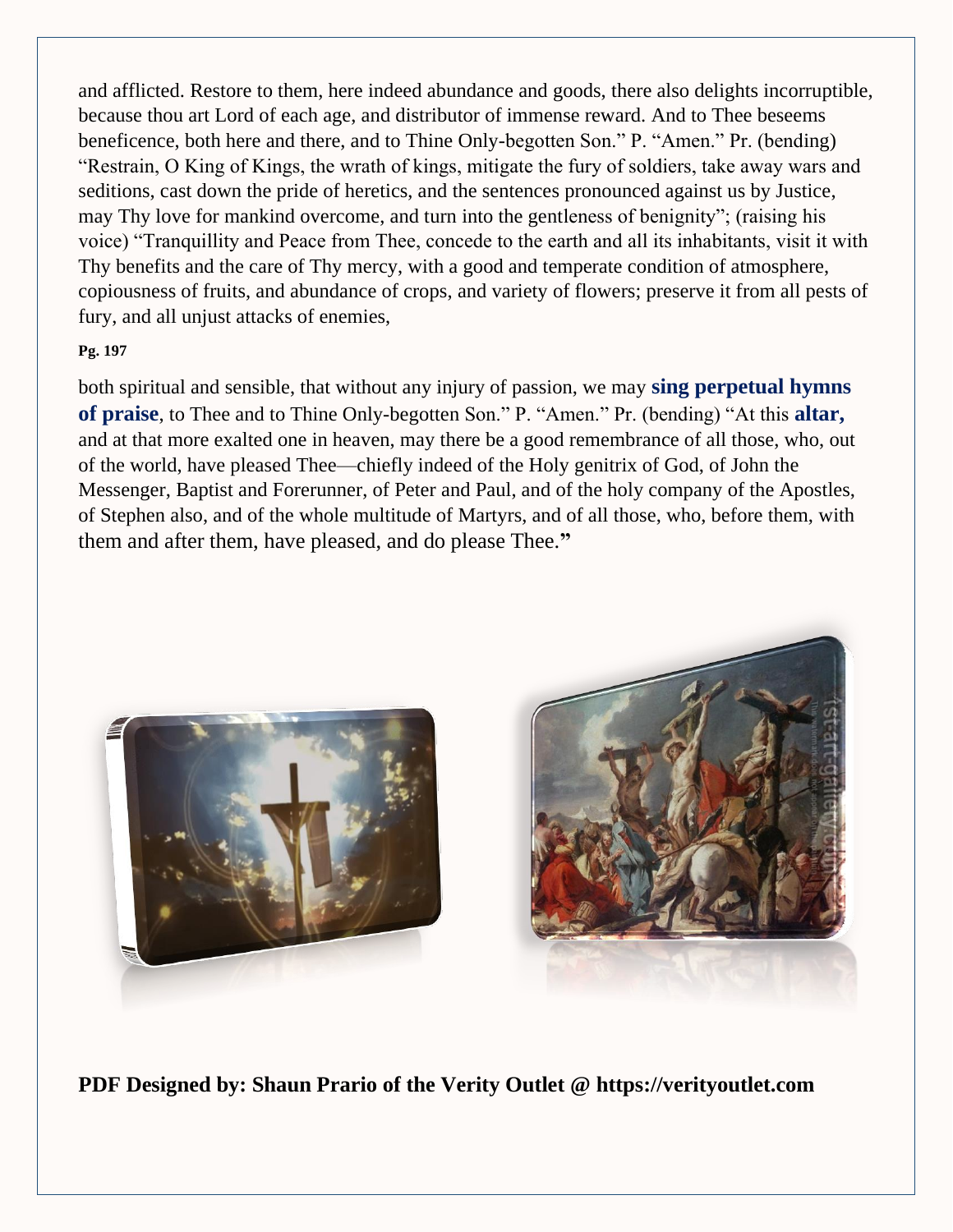and afflicted. Restore to them, here indeed abundance and goods, there also delights incorruptible, because thou art Lord of each age, and distributor of immense reward. And to Thee beseems beneficence, both here and there, and to Thine Only-begotten Son." P. "Amen." Pr. (bending) "Restrain, O King of Kings, the wrath of kings, mitigate the fury of soldiers, take away wars and seditions, cast down the pride of heretics, and the sentences pronounced against us by Justice, may Thy love for mankind overcome, and turn into the gentleness of benignity"; (raising his voice) "Tranquillity and Peace from Thee, concede to the earth and all its inhabitants, visit it with Thy benefits and the care of Thy mercy, with a good and temperate condition of atmosphere, copiousness of fruits, and abundance of crops, and variety of flowers; preserve it from all pests of fury, and all unjust attacks of enemies,

**Pg. 197**

both spiritual and sensible, that without any injury of passion, we may **sing perpetual hymns of praise**, to Thee and to Thine Only-begotten Son." P. "Amen." Pr. (bending) "At this **altar,** and at that more exalted one in heaven, may there be a good remembrance of all those, who, out of the world, have pleased Thee—chiefly indeed of the Holy genitrix of God, of John the Messenger, Baptist and Forerunner, of Peter and Paul, and of the holy company of the Apostles, of Stephen also, and of the whole multitude of Martyrs, and of all those, who, before them, with them and after them, have pleased, and do please Thee."

**PDF Designed by: Shaun Prario of the Verity Outlet @ https://verityoutlet.com**